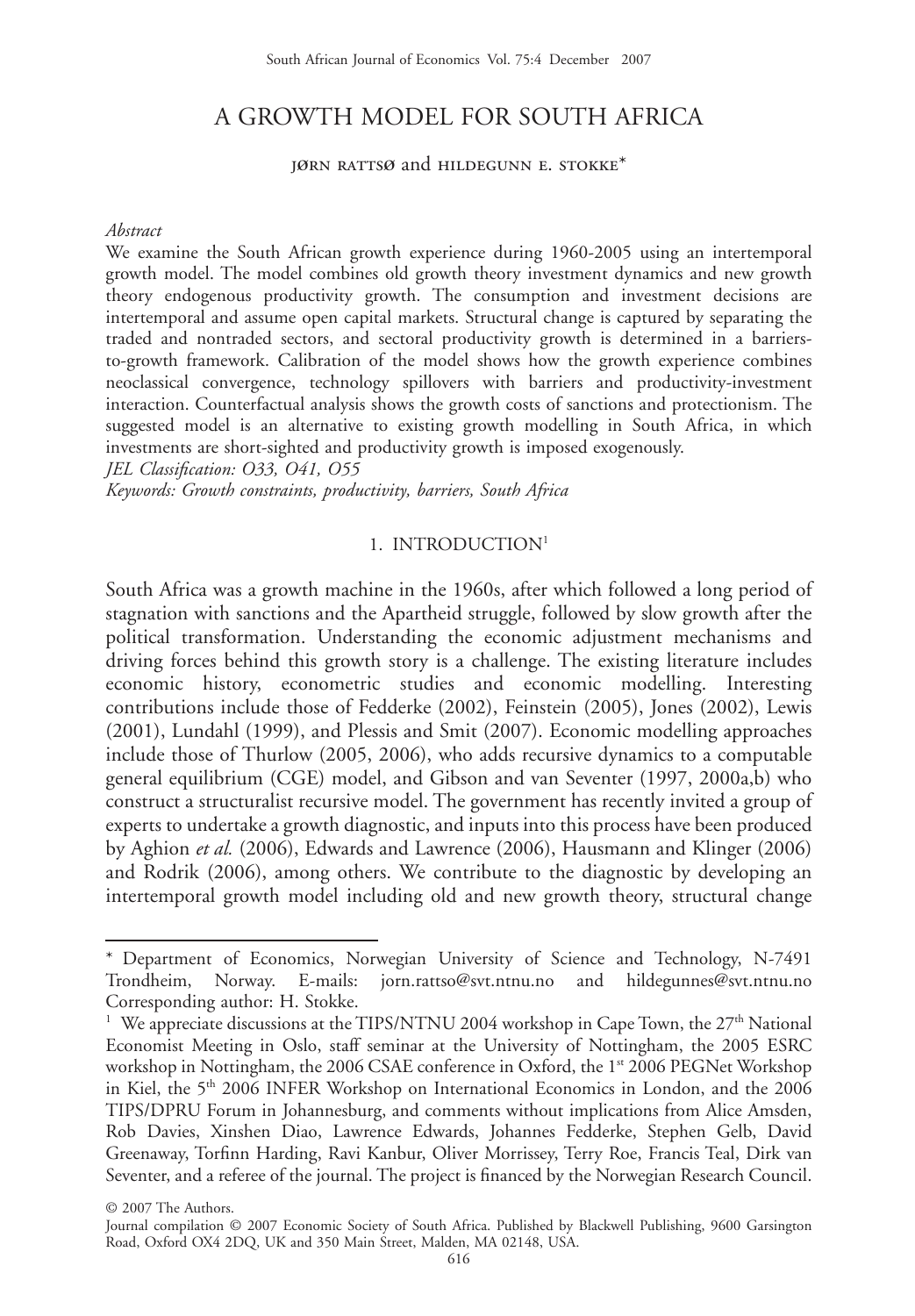# A GROWTH MODEL FOR SOUTH AFRICA

JØRN RATTSØ and HILDEGUNN E. STOKKE*

*Abstract*

We examine the South African growth experience during 1960-2005 using an intertemporal growth model. The model combines old growth theory investment dynamics and new growth theory endogenous productivity growth. The consumption and investment decisions are intertemporal and assume open capital markets. Structural change is captured by separating the traded and nontraded sectors, and sectoral productivity growth is determined in a barriers-to-growth framework. Calibration of the model shows how the growth experience combines neoclassical convergence, technology spillovers with barriers and productivity-investment interaction. Counterfactual analysis shows the growth costs of sanctions and protectionism. The suggested model is an alternative to existing growth modelling in South Africa, in which investments are short-sighted and productivity growth is imposed exogenously.

*JEL Classification: O33, O41, O55*

*Keywords: Growth constraints, productivity, barriers, South Africa*

## 1. INTRODUCTION[1]

South Africa was a growth machine in the 1960s, after which followed a long period of stagnation with sanctions and the Apartheid struggle, followed by slow growth after the political transformation. Understanding the economic adjustment mechanisms and driving forces behind this growth story is a challenge. The existing literature includes economic history, econometric studies and economic modelling. Interesting contributions include those of Fedderke (2002), Feinstein (2005), Jones (2002), Lewis (2001), Lundahl (1999), and Plessis and Smit (2007). Economic modelling approaches include those of Thurlow (2005, 2006), who adds recursive dynamics to a computable general equilibrium (CGE) model, and Gibson and van Seventer (1997, 2000a,b) who construct a structuralist recursive model. The government has recently invited a group of experts to undertake a growth diagnostic, and inputs into this process have been produced by Aghion *et al.* (2006), Edwards and Lawrence (2006), Hausmann and Klinger (2006) and Rodrik (2006), among others. We contribute to the diagnostic by developing an intertemporal growth model including old and new growth theory, structural change

---

\* Department of Economics, Norwegian University of Science and Technology, N-7491 Trondheim, Norway. E-mails: jorn.rattso@svt.ntnu.no and hildegunnes@svt.ntnu.no Corresponding author: H. Stokke.

[1] We appreciate discussions at the TIPS/NTNU 2004 workshop in Cape Town, the 27th National Economist Meeting in Oslo, staff seminar at the University of Nottingham, the 2005 ESRC workshop in Nottingham, the 2006 CSAE conference in Oxford, the 1st 2006 PEGNet Workshop in Kiel, the 5th 2006 INFER Workshop on International Economics in London, and the 2006 TIPS/DPRU Forum in Johannesburg, and comments without implications from Alice Amsden, Rob Davies, Xinshen Diao, Lawrence Edwards, Johannes Fedderke, Stephen Gelb, David Greenaway, Torfinn Harding, Ravi Kanbur, Oliver Morrissey, Terry Roe, Francis Teal, Dirk van Seventer, and a referee of the journal. The project is financed by the Norwegian Research Council.

© 2007 The Authors.
Journal compilation © 2007 Economic Society of South Africa. Published by Blackwell Publishing, 9600 Garsington Road, Oxford OX4 2DQ, UK and 350 Main Street, Malden, MA 02148, USA.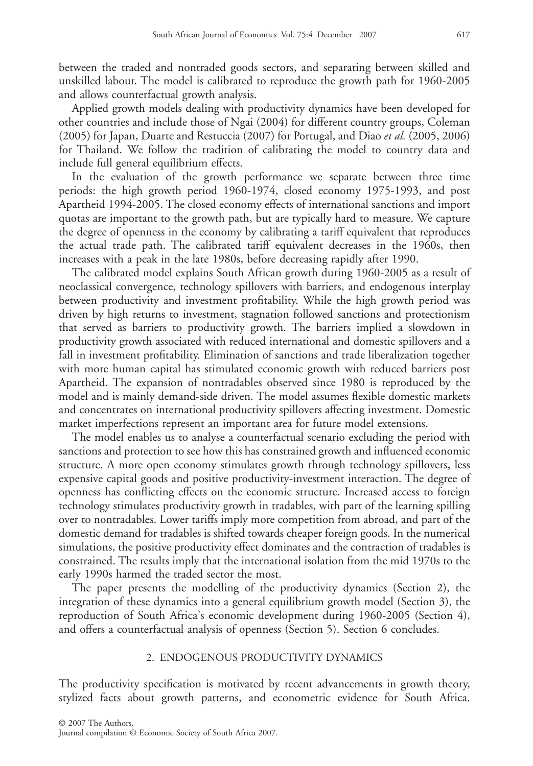between the traded and nontraded goods sectors, and separating between skilled and unskilled labour. The model is calibrated to reproduce the growth path for 1960-2005 and allows counterfactual growth analysis.

Applied growth models dealing with productivity dynamics have been developed for other countries and include those of Ngai (2004) for different country groups, Coleman (2005) for Japan, Duarte and Restuccia (2007) for Portugal, and Diao *et al.* (2005, 2006) for Thailand. We follow the tradition of calibrating the model to country data and include full general equilibrium effects.

In the evaluation of the growth performance we separate between three time periods: the high growth period 1960-1974, closed economy 1975-1993, and post Apartheid 1994-2005. The closed economy effects of international sanctions and import quotas are important to the growth path, but are typically hard to measure. We capture the degree of openness in the economy by calibrating a tariff equivalent that reproduces the actual trade path. The calibrated tariff equivalent decreases in the 1960s, then increases with a peak in the late 1980s, before decreasing rapidly after 1990.

The calibrated model explains South African growth during 1960-2005 as a result of neoclassical convergence, technology spillovers with barriers, and endogenous interplay between productivity and investment profitability. While the high growth period was driven by high returns to investment, stagnation followed sanctions and protectionism that served as barriers to productivity growth. The barriers implied a slowdown in productivity growth associated with reduced international and domestic spillovers and a fall in investment profitability. Elimination of sanctions and trade liberalization together with more human capital has stimulated economic growth with reduced barriers post Apartheid. The expansion of nontradables observed since 1980 is reproduced by the model and is mainly demand-side driven. The model assumes flexible domestic markets and concentrates on international productivity spillovers affecting investment. Domestic market imperfections represent an important area for future model extensions.

The model enables us to analyse a counterfactual scenario excluding the period with sanctions and protection to see how this has constrained growth and influenced economic structure. A more open economy stimulates growth through technology spillovers, less expensive capital goods and positive productivity-investment interaction. The degree of openness has conflicting effects on the economic structure. Increased access to foreign technology stimulates productivity growth in tradables, with part of the learning spilling over to nontradables. Lower tariffs imply more competition from abroad, and part of the domestic demand for tradables is shifted towards cheaper foreign goods. In the numerical simulations, the positive productivity effect dominates and the contraction of tradables is constrained. The results imply that the international isolation from the mid 1970s to the early 1990s harmed the traded sector the most.

The paper presents the modelling of the productivity dynamics (Section 2), the integration of these dynamics into a general equilibrium growth model (Section 3), the reproduction of South Africa's economic development during 1960-2005 (Section 4), and offers a counterfactual analysis of openness (Section 5). Section 6 concludes.

## 2. ENDOGENOUS PRODUCTIVITY DYNAMICS

The productivity specification is motivated by recent advancements in growth theory, stylized facts about growth patterns, and econometric evidence for South Africa.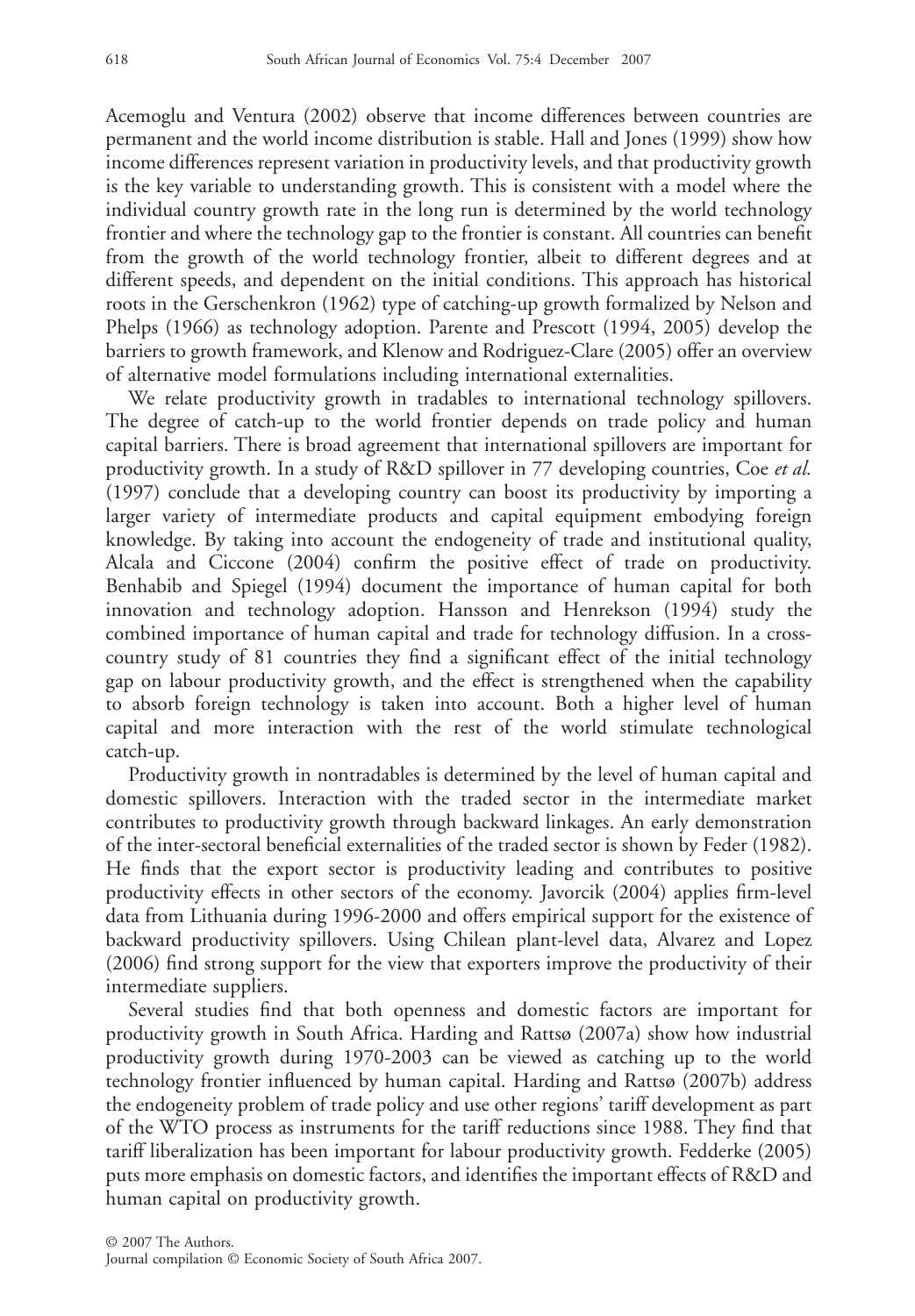Acemoglu and Ventura (2002) observe that income differences between countries are permanent and the world income distribution is stable. Hall and Jones (1999) show how income differences represent variation in productivity levels, and that productivity growth is the key variable to understanding growth. This is consistent with a model where the individual country growth rate in the long run is determined by the world technology frontier and where the technology gap to the frontier is constant. All countries can benefit from the growth of the world technology frontier, albeit to different degrees and at different speeds, and dependent on the initial conditions. This approach has historical roots in the Gerschenkron (1962) type of catching-up growth formalized by Nelson and Phelps (1966) as technology adoption. Parente and Prescott (1994, 2005) develop the barriers to growth framework, and Klenow and Rodriguez-Clare (2005) offer an overview of alternative model formulations including international externalities.

We relate productivity growth in tradables to international technology spillovers. The degree of catch-up to the world frontier depends on trade policy and human capital barriers. There is broad agreement that international spillovers are important for productivity growth. In a study of R&D spillover in 77 developing countries, Coe *et al.* (1997) conclude that a developing country can boost its productivity by importing a larger variety of intermediate products and capital equipment embodying foreign knowledge. By taking into account the endogeneity of trade and institutional quality, Alcala and Ciccone (2004) confirm the positive effect of trade on productivity. Benhabib and Spiegel (1994) document the importance of human capital for both innovation and technology adoption. Hansson and Henrekson (1994) study the combined importance of human capital and trade for technology diffusion. In a cross-country study of 81 countries they find a significant effect of the initial technology gap on labour productivity growth, and the effect is strengthened when the capability to absorb foreign technology is taken into account. Both a higher level of human capital and more interaction with the rest of the world stimulate technological catch-up.

Productivity growth in nontradables is determined by the level of human capital and domestic spillovers. Interaction with the traded sector in the intermediate market contributes to productivity growth through backward linkages. An early demonstration of the inter-sectoral beneficial externalities of the traded sector is shown by Feder (1982). He finds that the export sector is productivity leading and contributes to positive productivity effects in other sectors of the economy. Javorcik (2004) applies firm-level data from Lithuania during 1996-2000 and offers empirical support for the existence of backward productivity spillovers. Using Chilean plant-level data, Alvarez and Lopez (2006) find strong support for the view that exporters improve the productivity of their intermediate suppliers.

Several studies find that both openness and domestic factors are important for productivity growth in South Africa. Harding and Rattsø (2007a) show how industrial productivity growth during 1970-2003 can be viewed as catching up to the world technology frontier influenced by human capital. Harding and Rattsø (2007b) address the endogeneity problem of trade policy and use other regions' tariff development as part of the WTO process as instruments for the tariff reductions since 1988. They find that tariff liberalization has been important for labour productivity growth. Fedderke (2005) puts more emphasis on domestic factors, and identifies the important effects of R&D and human capital on productivity growth.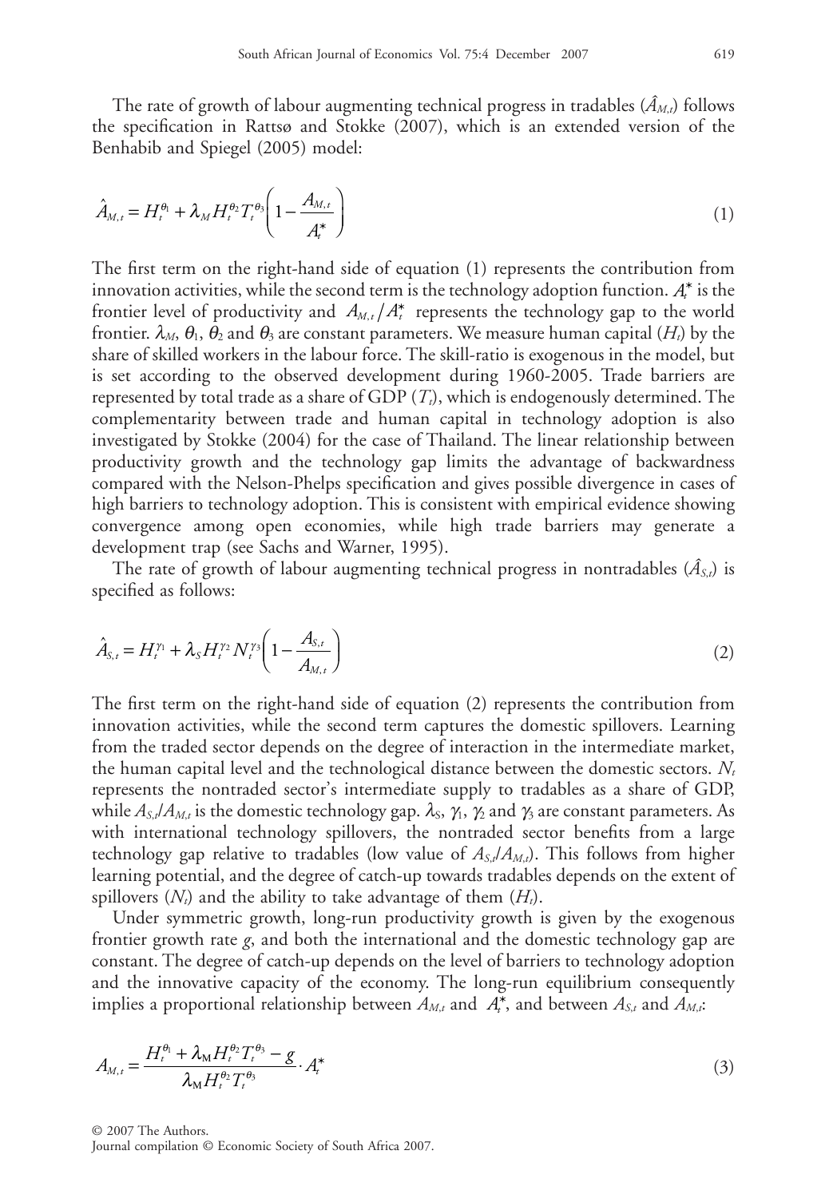The rate of growth of labour augmenting technical progress in tradables ($\hat{A}_{M,t}$) follows the specification in Rattsø and Stokke (2007), which is an extended version of the Benhabib and Spiegel (2005) model:

$$\hat{A}_{M,t} = H_t^{\theta_1} + \lambda_M H_t^{\theta_2} T_t^{\theta_3} \left( 1 - \frac{A_{M,t}}{A_t^*} \right) \tag{1}$$

The first term on the right-hand side of equation (1) represents the contribution from innovation activities, while the second term is the technology adoption function. $A_t^*$ is the frontier level of productivity and $A_{M,t}/A_t^*$ represents the technology gap to the world frontier. $\lambda_M$, $\theta_1$, $\theta_2$ and $\theta_3$ are constant parameters. We measure human capital ($H_t$) by the share of skilled workers in the labour force. The skill-ratio is exogenous in the model, but is set according to the observed development during 1960-2005. Trade barriers are represented by total trade as a share of GDP ($T_t$), which is endogenously determined. The complementarity between trade and human capital in technology adoption is also investigated by Stokke (2004) for the case of Thailand. The linear relationship between productivity growth and the technology gap limits the advantage of backwardness compared with the Nelson-Phelps specification and gives possible divergence in cases of high barriers to technology adoption. This is consistent with empirical evidence showing convergence among open economies, while high trade barriers may generate a development trap (see Sachs and Warner, 1995).

The rate of growth of labour augmenting technical progress in nontradables ($\hat{A}_{S,t}$) is specified as follows:

$$\hat{A}_{S,t} = H_t^{\gamma_1} + \lambda_S H_t^{\gamma_2} N_t^{\gamma_3} \left( 1 - \frac{A_{S,t}}{A_{M,t}} \right) \tag{2}$$

The first term on the right-hand side of equation (2) represents the contribution from innovation activities, while the second term captures the domestic spillovers. Learning from the traded sector depends on the degree of interaction in the intermediate market, the human capital level and the technological distance between the domestic sectors. $N_t$ represents the nontraded sector's intermediate supply to tradables as a share of GDP, while $A_{S,t}/A_{M,t}$ is the domestic technology gap. $\lambda_S$, $\gamma_1$, $\gamma_2$ and $\gamma_3$ are constant parameters. As with international technology spillovers, the nontraded sector benefits from a large technology gap relative to tradables (low value of $A_{S,t}/A_{M,t}$). This follows from higher learning potential, and the degree of catch-up towards tradables depends on the extent of spillovers ($N_t$) and the ability to take advantage of them ($H_t$).

Under symmetric growth, long-run productivity growth is given by the exogenous frontier growth rate $g$, and both the international and the domestic technology gap are constant. The degree of catch-up depends on the level of barriers to technology adoption and the innovative capacity of the economy. The long-run equilibrium consequently implies a proportional relationship between $A_{M,t}$ and $A_t^*$, and between $A_{S,t}$ and $A_{M,t}$:

$$A_{M,t} = \frac{H_t^{\theta_1} + \lambda_M H_t^{\theta_2} T_t^{\theta_3} - g}{\lambda_M H_t^{\theta_2} T_t^{\theta_3}} \cdot A_t^* \tag{3}$$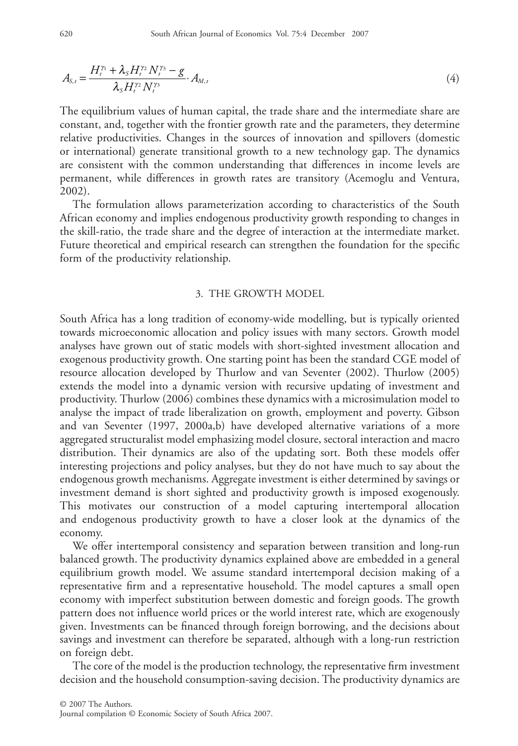$$A_{S,t} = \frac{H_t^{\gamma_1} + \lambda_S H_t^{\gamma_2} N_t^{\gamma_3} - g}{\lambda_S H_t^{\gamma_2} N_t^{\gamma_3}} \cdot A_{M,t} \tag{4}$$

The equilibrium values of human capital, the trade share and the intermediate share are constant, and, together with the frontier growth rate and the parameters, they determine relative productivities. Changes in the sources of innovation and spillovers (domestic or international) generate transitional growth to a new technology gap. The dynamics are consistent with the common understanding that differences in income levels are permanent, while differences in growth rates are transitory (Acemoglu and Ventura, 2002).

The formulation allows parameterization according to characteristics of the South African economy and implies endogenous productivity growth responding to changes in the skill-ratio, the trade share and the degree of interaction at the intermediate market. Future theoretical and empirical research can strengthen the foundation for the specific form of the productivity relationship.

## 3. THE GROWTH MODEL

South Africa has a long tradition of economy-wide modelling, but is typically oriented towards microeconomic allocation and policy issues with many sectors. Growth model analyses have grown out of static models with short-sighted investment allocation and exogenous productivity growth. One starting point has been the standard CGE model of resource allocation developed by Thurlow and van Seventer (2002). Thurlow (2005) extends the model into a dynamic version with recursive updating of investment and productivity. Thurlow (2006) combines these dynamics with a microsimulation model to analyse the impact of trade liberalization on growth, employment and poverty. Gibson and van Seventer (1997, 2000a,b) have developed alternative variations of a more aggregated structuralist model emphasizing model closure, sectoral interaction and macro distribution. Their dynamics are also of the updating sort. Both these models offer interesting projections and policy analyses, but they do not have much to say about the endogenous growth mechanisms. Aggregate investment is either determined by savings or investment demand is short sighted and productivity growth is imposed exogenously. This motivates our construction of a model capturing intertemporal allocation and endogenous productivity growth to have a closer look at the dynamics of the economy.

We offer intertemporal consistency and separation between transition and long-run balanced growth. The productivity dynamics explained above are embedded in a general equilibrium growth model. We assume standard intertemporal decision making of a representative firm and a representative household. The model captures a small open economy with imperfect substitution between domestic and foreign goods. The growth pattern does not influence world prices or the world interest rate, which are exogenously given. Investments can be financed through foreign borrowing, and the decisions about savings and investment can therefore be separated, although with a long-run restriction on foreign debt.

The core of the model is the production technology, the representative firm investment decision and the household consumption-saving decision. The productivity dynamics are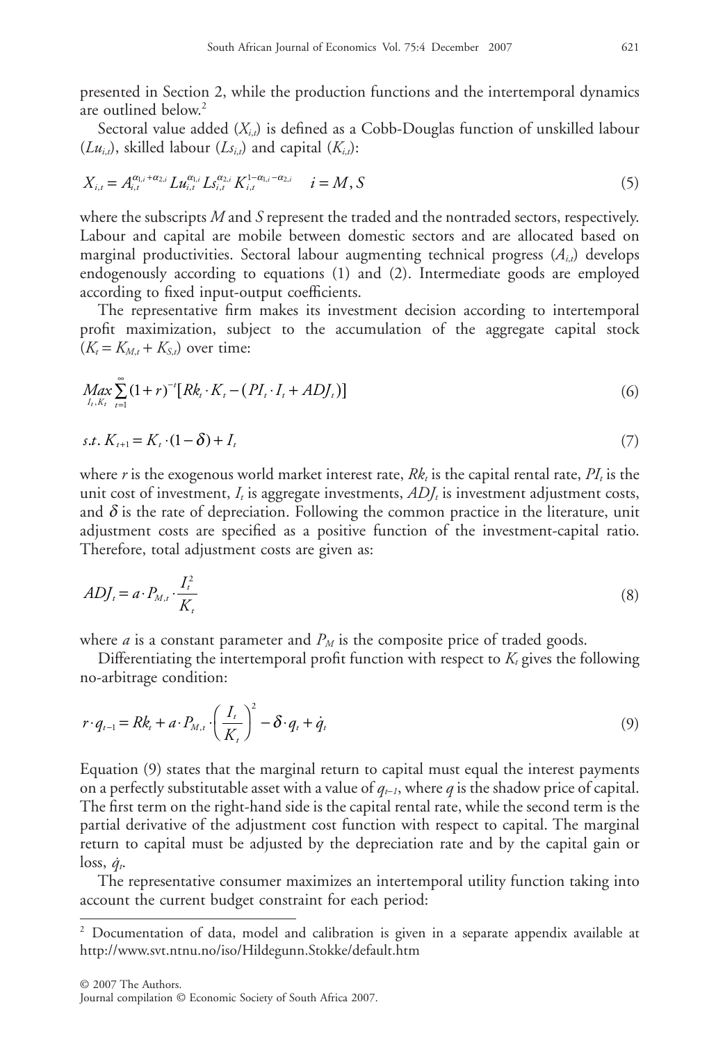presented in Section 2, while the production functions and the intertemporal dynamics are outlined below.[2]

Sectoral value added ($X_{i,t}$) is defined as a Cobb-Douglas function of unskilled labour ($Lu_{i,t}$), skilled labour ($Ls_{i,t}$) and capital ($K_{i,t}$):

$$X_{i,t} = A_{i,t}^{\alpha_{1,i}+\alpha_{2,i}} Lu_{i,t}^{\alpha_{1,i}} Ls_{i,t}^{\alpha_{2,i}} K_{i,t}^{1-\alpha_{1,i}-\alpha_{2,i}} \quad i = M, S \tag{5}$$

where the subscripts $M$ and $S$ represent the traded and the nontraded sectors, respectively. Labour and capital are mobile between domestic sectors and are allocated based on marginal productivities. Sectoral labour augmenting technical progress ($A_{i,t}$) develops endogenously according to equations (1) and (2). Intermediate goods are employed according to fixed input-output coefficients.

The representative firm makes its investment decision according to intertemporal profit maximization, subject to the accumulation of the aggregate capital stock ($K_t = K_{M,t} + K_{S,t}$) over time:

$$\underset{I_t, K_t}{Max} \sum_{t=1}^{\infty} (1+r)^{-t} [Rk_t \cdot K_t - (PI_t \cdot I_t + ADJ_t)] \tag{6}$$

$$s.t.\ K_{t+1} = K_t \cdot (1-\delta) + I_t \tag{7}$$

where $r$ is the exogenous world market interest rate, $Rk_t$ is the capital rental rate, $PI_t$ is the unit cost of investment, $I_t$ is aggregate investments, $ADJ_t$ is investment adjustment costs, and $\delta$ is the rate of depreciation. Following the common practice in the literature, unit adjustment costs are specified as a positive function of the investment-capital ratio. Therefore, total adjustment costs are given as:

$$ADJ_t = a \cdot P_{M,t} \cdot \frac{I_t^2}{K_t} \tag{8}$$

where $a$ is a constant parameter and $P_M$ is the composite price of traded goods.

Differentiating the intertemporal profit function with respect to $K_t$ gives the following no-arbitrage condition:

$$r \cdot q_{t-1} = Rk_t + a \cdot P_{M,t} \cdot \left(\frac{I_t}{K_t}\right)^2 - \delta \cdot q_t + \dot{q}_t \tag{9}$$

Equation (9) states that the marginal return to capital must equal the interest payments on a perfectly substitutable asset with a value of $q_{t-1}$, where $q$ is the shadow price of capital. The first term on the right-hand side is the capital rental rate, while the second term is the partial derivative of the adjustment cost function with respect to capital. The marginal return to capital must be adjusted by the depreciation rate and by the capital gain or loss, $\dot{q}_t$.

The representative consumer maximizes an intertemporal utility function taking into account the current budget constraint for each period:

[2] Documentation of data, model and calibration is given in a separate appendix available at http://www.svt.ntnu.no/iso/Hildegunn.Stokke/default.htm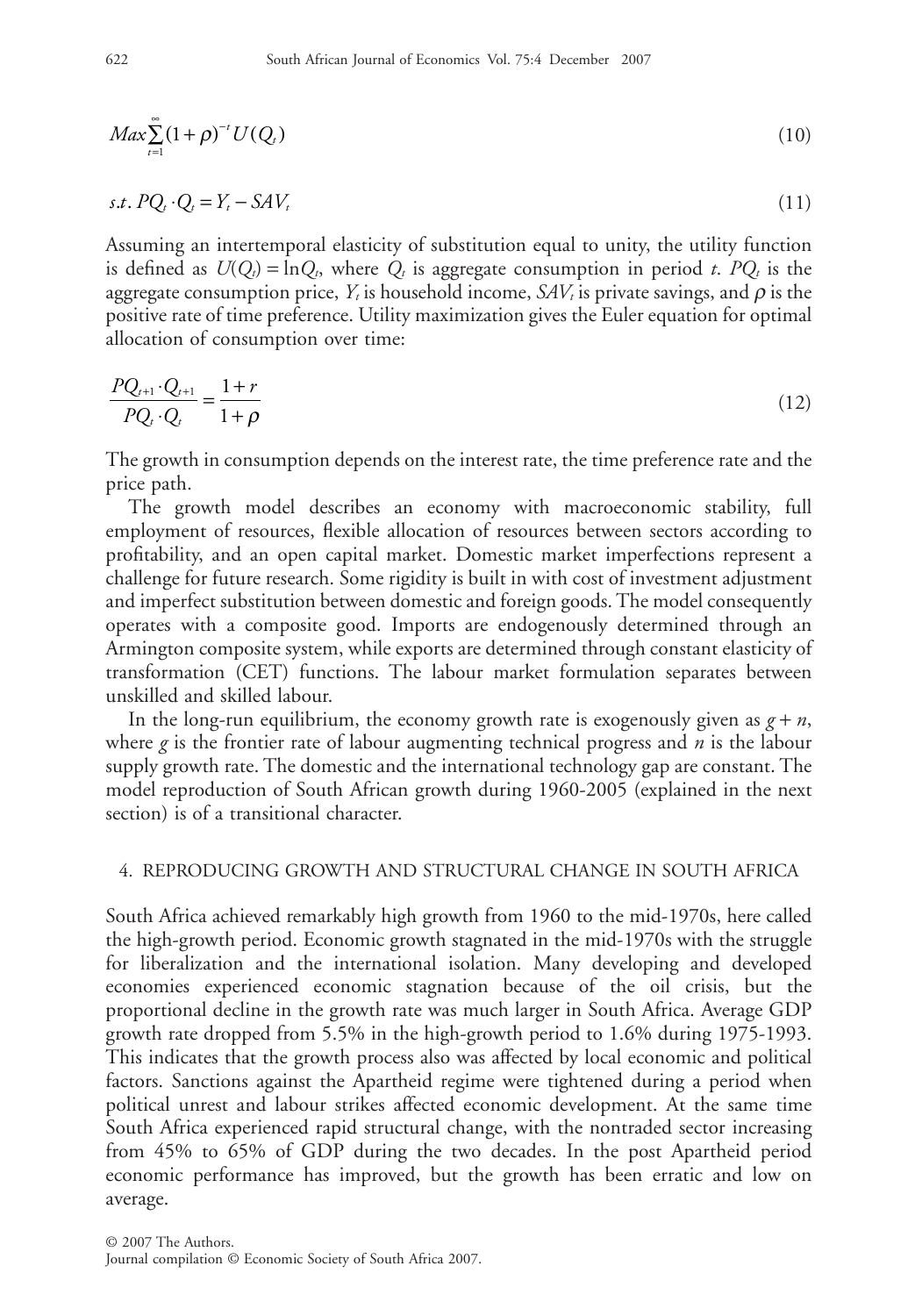$$Max \sum_{t=1}^{\infty} (1+\rho)^{-t} U(Q_t) \tag{10}$$

$$s.t.\ PQ_t \cdot Q_t = Y_t - SAV_t \tag{11}$$

Assuming an intertemporal elasticity of substitution equal to unity, the utility function is defined as $U(Q_t) = \ln Q_t$, where $Q_t$ is aggregate consumption in period $t$. $PQ_t$ is the aggregate consumption price, $Y_t$ is household income, $SAV_t$ is private savings, and $\rho$ is the positive rate of time preference. Utility maximization gives the Euler equation for optimal allocation of consumption over time:

$$\frac{PQ_{t+1} \cdot Q_{t+1}}{PQ_t \cdot Q_t} = \frac{1+r}{1+\rho} \tag{12}$$

The growth in consumption depends on the interest rate, the time preference rate and the price path.

The growth model describes an economy with macroeconomic stability, full employment of resources, flexible allocation of resources between sectors according to profitability, and an open capital market. Domestic market imperfections represent a challenge for future research. Some rigidity is built in with cost of investment adjustment and imperfect substitution between domestic and foreign goods. The model consequently operates with a composite good. Imports are endogenously determined through an Armington composite system, while exports are determined through constant elasticity of transformation (CET) functions. The labour market formulation separates between unskilled and skilled labour.

In the long-run equilibrium, the economy growth rate is exogenously given as $g + n$, where $g$ is the frontier rate of labour augmenting technical progress and $n$ is the labour supply growth rate. The domestic and the international technology gap are constant. The model reproduction of South African growth during 1960-2005 (explained in the next section) is of a transitional character.

## 4. REPRODUCING GROWTH AND STRUCTURAL CHANGE IN SOUTH AFRICA

South Africa achieved remarkably high growth from 1960 to the mid-1970s, here called the high-growth period. Economic growth stagnated in the mid-1970s with the struggle for liberalization and the international isolation. Many developing and developed economies experienced economic stagnation because of the oil crisis, but the proportional decline in the growth rate was much larger in South Africa. Average GDP growth rate dropped from 5.5% in the high-growth period to 1.6% during 1975-1993. This indicates that the growth process also was affected by local economic and political factors. Sanctions against the Apartheid regime were tightened during a period when political unrest and labour strikes affected economic development. At the same time South Africa experienced rapid structural change, with the nontraded sector increasing from 45% to 65% of GDP during the two decades. In the post Apartheid period economic performance has improved, but the growth has been erratic and low on average.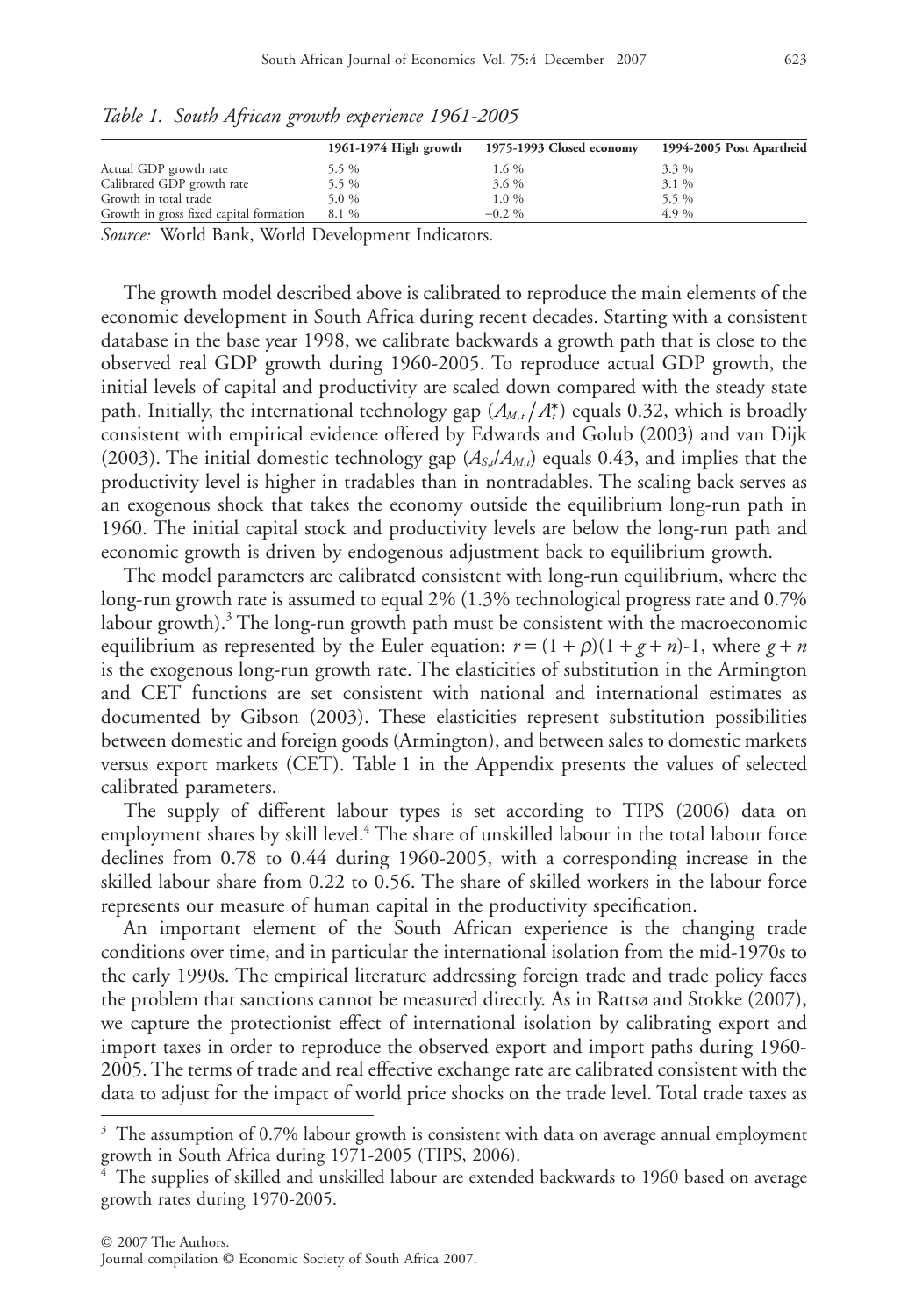*Table 1. South African growth experience 1961-2005*

| | 1961-1974 High growth | 1975-1993 Closed economy | 1994-2005 Post Apartheid |
|---|---|---|---|
| Actual GDP growth rate | 5.5 % | 1.6 % | 3.3 % |
| Calibrated GDP growth rate | 5.5 % | 3.6 % | 3.1 % |
| Growth in total trade | 5.0 % | 1.0 % | 5.5 % |
| Growth in gross fixed capital formation | 8.1 % | −0.2 % | 4.9 % |

*Source:* World Bank, World Development Indicators.

The growth model described above is calibrated to reproduce the main elements of the economic development in South Africa during recent decades. Starting with a consistent database in the base year 1998, we calibrate backwards a growth path that is close to the observed real GDP growth during 1960-2005. To reproduce actual GDP growth, the initial levels of capital and productivity are scaled down compared with the steady state path. Initially, the international technology gap ($A_{M,t}/A_t^*$) equals 0.32, which is broadly consistent with empirical evidence offered by Edwards and Golub (2003) and van Dijk (2003). The initial domestic technology gap ($A_{S,t}/A_{M,t}$) equals 0.43, and implies that the productivity level is higher in tradables than in nontradables. The scaling back serves as an exogenous shock that takes the economy outside the equilibrium long-run path in 1960. The initial capital stock and productivity levels are below the long-run path and economic growth is driven by endogenous adjustment back to equilibrium growth.

The model parameters are calibrated consistent with long-run equilibrium, where the long-run growth rate is assumed to equal 2% (1.3% technological progress rate and 0.7% labour growth).[3] The long-run growth path must be consistent with the macroeconomic equilibrium as represented by the Euler equation: $r = (1 + \rho)(1 + g + n)\text{-}1$, where $g + n$ is the exogenous long-run growth rate. The elasticities of substitution in the Armington and CET functions are set consistent with national and international estimates as documented by Gibson (2003). These elasticities represent substitution possibilities between domestic and foreign goods (Armington), and between sales to domestic markets versus export markets (CET). Table 1 in the Appendix presents the values of selected calibrated parameters.

The supply of different labour types is set according to TIPS (2006) data on employment shares by skill level.[4] The share of unskilled labour in the total labour force declines from 0.78 to 0.44 during 1960-2005, with a corresponding increase in the skilled labour share from 0.22 to 0.56. The share of skilled workers in the labour force represents our measure of human capital in the productivity specification.

An important element of the South African experience is the changing trade conditions over time, and in particular the international isolation from the mid-1970s to the early 1990s. The empirical literature addressing foreign trade and trade policy faces the problem that sanctions cannot be measured directly. As in Rattsø and Stokke (2007), we capture the protectionist effect of international isolation by calibrating export and import taxes in order to reproduce the observed export and import paths during 1960-2005. The terms of trade and real effective exchange rate are calibrated consistent with the data to adjust for the impact of world price shocks on the trade level. Total trade taxes as

---

[3] The assumption of 0.7% labour growth is consistent with data on average annual employment growth in South Africa during 1971-2005 (TIPS, 2006).

[4] The supplies of skilled and unskilled labour are extended backwards to 1960 based on average growth rates during 1970-2005.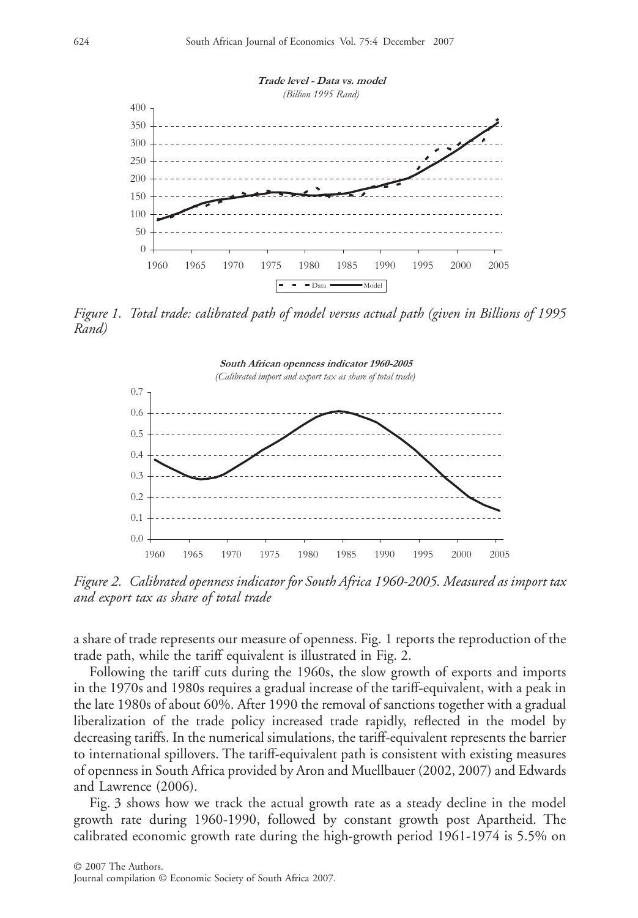**Trade level - Data vs. model**

*(Billion 1995 Rand)*

*Figure 1. Total trade: calibrated path of model versus actual path (given in Billions of 1995 Rand)*

**South African openness indicator 1960-2005**

*(Calibrated import and export tax as share of total trade)*

*Figure 2. Calibrated openness indicator for South Africa 1960-2005. Measured as import tax and export tax as share of total trade*

a share of trade represents our measure of openness. Fig. 1 reports the reproduction of the trade path, while the tariff equivalent is illustrated in Fig. 2.

Following the tariff cuts during the 1960s, the slow growth of exports and imports in the 1970s and 1980s requires a gradual increase of the tariff-equivalent, with a peak in the late 1980s of about 60%. After 1990 the removal of sanctions together with a gradual liberalization of the trade policy increased trade rapidly, reflected in the model by decreasing tariffs. In the numerical simulations, the tariff-equivalent represents the barrier to international spillovers. The tariff-equivalent path is consistent with existing measures of openness in South Africa provided by Aron and Muellbauer (2002, 2007) and Edwards and Lawrence (2006).

Fig. 3 shows how we track the actual growth rate as a steady decline in the model growth rate during 1960-1990, followed by constant growth post Apartheid. The calibrated economic growth rate during the high-growth period 1961-1974 is 5.5% on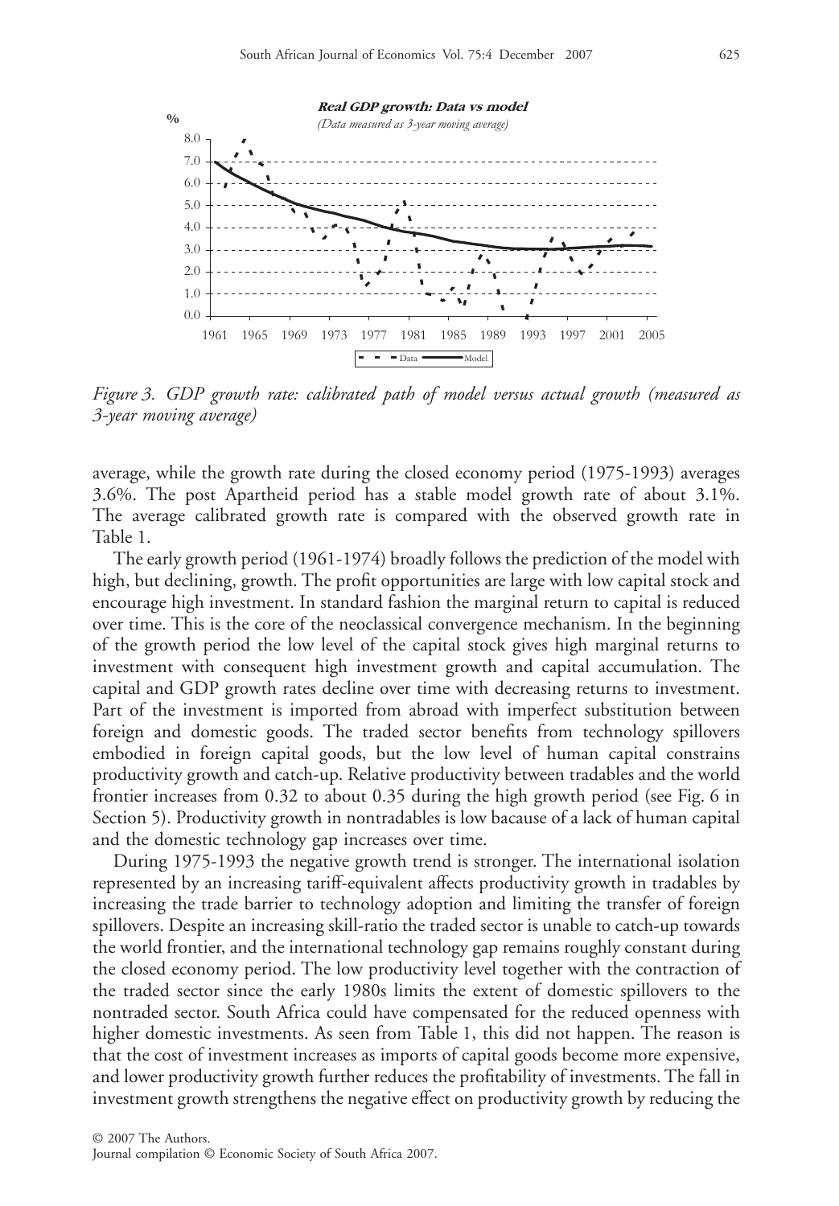*Figure 3. GDP growth rate: calibrated path of model versus actual growth (measured as 3-year moving average)*

average, while the growth rate during the closed economy period (1975-1993) averages 3.6%. The post Apartheid period has a stable model growth rate of about 3.1%. The average calibrated growth rate is compared with the observed growth rate in Table 1.

The early growth period (1961-1974) broadly follows the prediction of the model with high, but declining, growth. The profit opportunities are large with low capital stock and encourage high investment. In standard fashion the marginal return to capital is reduced over time. This is the core of the neoclassical convergence mechanism. In the beginning of the growth period the low level of the capital stock gives high marginal returns to investment with consequent high investment growth and capital accumulation. The capital and GDP growth rates decline over time with decreasing returns to investment. Part of the investment is imported from abroad with imperfect substitution between foreign and domestic goods. The traded sector benefits from technology spillovers embodied in foreign capital goods, but the low level of human capital constrains productivity growth and catch-up. Relative productivity between tradables and the world frontier increases from 0.32 to about 0.35 during the high growth period (see Fig. 6 in Section 5). Productivity growth in nontradables is low bacause of a lack of human capital and the domestic technology gap increases over time.

During 1975-1993 the negative growth trend is stronger. The international isolation represented by an increasing tariff-equivalent affects productivity growth in tradables by increasing the trade barrier to technology adoption and limiting the transfer of foreign spillovers. Despite an increasing skill-ratio the traded sector is unable to catch-up towards the world frontier, and the international technology gap remains roughly constant during the closed economy period. The low productivity level together with the contraction of the traded sector since the early 1980s limits the extent of domestic spillovers to the nontraded sector. South Africa could have compensated for the reduced openness with higher domestic investments. As seen from Table 1, this did not happen. The reason is that the cost of investment increases as imports of capital goods become more expensive, and lower productivity growth further reduces the profitability of investments. The fall in investment growth strengthens the negative effect on productivity growth by reducing the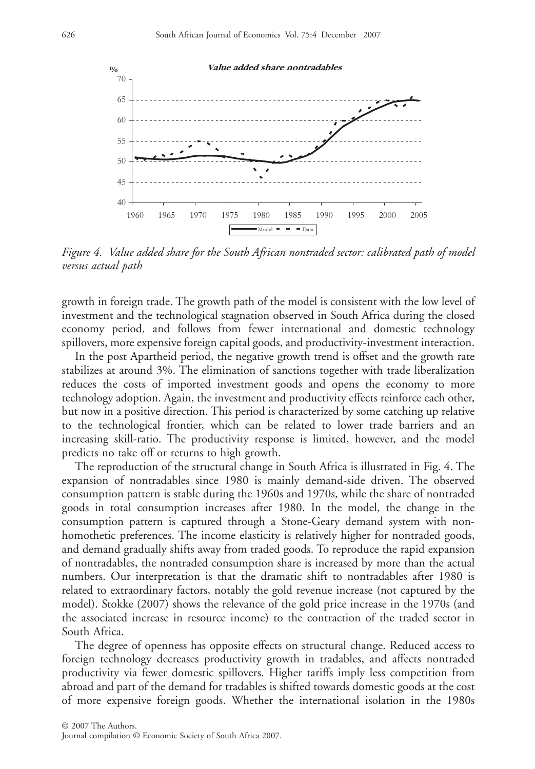*Figure 4. Value added share for the South African nontraded sector: calibrated path of model versus actual path*

growth in foreign trade. The growth path of the model is consistent with the low level of investment and the technological stagnation observed in South Africa during the closed economy period, and follows from fewer international and domestic technology spillovers, more expensive foreign capital goods, and productivity-investment interaction.

In the post Apartheid period, the negative growth trend is offset and the growth rate stabilizes at around 3%. The elimination of sanctions together with trade liberalization reduces the costs of imported investment goods and opens the economy to more technology adoption. Again, the investment and productivity effects reinforce each other, but now in a positive direction. This period is characterized by some catching up relative to the technological frontier, which can be related to lower trade barriers and an increasing skill-ratio. The productivity response is limited, however, and the model predicts no take off or returns to high growth.

The reproduction of the structural change in South Africa is illustrated in Fig. 4. The expansion of nontradables since 1980 is mainly demand-side driven. The observed consumption pattern is stable during the 1960s and 1970s, while the share of nontraded goods in total consumption increases after 1980. In the model, the change in the consumption pattern is captured through a Stone-Geary demand system with non-homothetic preferences. The income elasticity is relatively higher for nontraded goods, and demand gradually shifts away from traded goods. To reproduce the rapid expansion of nontradables, the nontraded consumption share is increased by more than the actual numbers. Our interpretation is that the dramatic shift to nontradables after 1980 is related to extraordinary factors, notably the gold revenue increase (not captured by the model). Stokke (2007) shows the relevance of the gold price increase in the 1970s (and the associated increase in resource income) to the contraction of the traded sector in South Africa.

The degree of openness has opposite effects on structural change. Reduced access to foreign technology decreases productivity growth in tradables, and affects nontraded productivity via fewer domestic spillovers. Higher tariffs imply less competition from abroad and part of the demand for tradables is shifted towards domestic goods at the cost of more expensive foreign goods. Whether the international isolation in the 1980s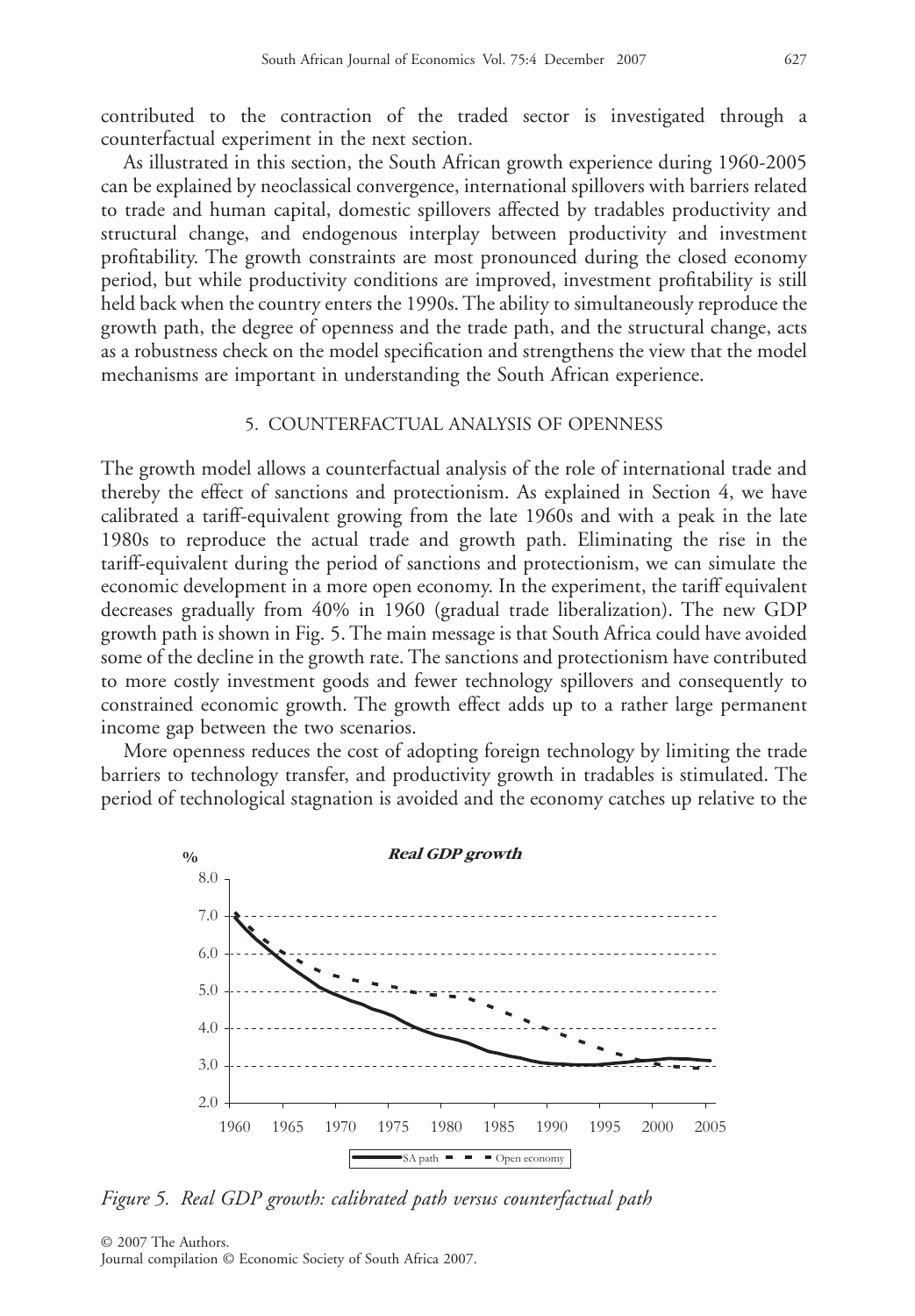contributed to the contraction of the traded sector is investigated through a counterfactual experiment in the next section.

As illustrated in this section, the South African growth experience during 1960-2005 can be explained by neoclassical convergence, international spillovers with barriers related to trade and human capital, domestic spillovers affected by tradables productivity and structural change, and endogenous interplay between productivity and investment profitability. The growth constraints are most pronounced during the closed economy period, but while productivity conditions are improved, investment profitability is still held back when the country enters the 1990s. The ability to simultaneously reproduce the growth path, the degree of openness and the trade path, and the structural change, acts as a robustness check on the model specification and strengthens the view that the model mechanisms are important in understanding the South African experience.

## 5. COUNTERFACTUAL ANALYSIS OF OPENNESS

The growth model allows a counterfactual analysis of the role of international trade and thereby the effect of sanctions and protectionism. As explained in Section 4, we have calibrated a tariff-equivalent growing from the late 1960s and with a peak in the late 1980s to reproduce the actual trade and growth path. Eliminating the rise in the tariff-equivalent during the period of sanctions and protectionism, we can simulate the economic development in a more open economy. In the experiment, the tariff equivalent decreases gradually from 40% in 1960 (gradual trade liberalization). The new GDP growth path is shown in Fig. 5. The main message is that South Africa could have avoided some of the decline in the growth rate. The sanctions and protectionism have contributed to more costly investment goods and fewer technology spillovers and consequently to constrained economic growth. The growth effect adds up to a rather large permanent income gap between the two scenarios.

More openness reduces the cost of adopting foreign technology by limiting the trade barriers to technology transfer, and productivity growth in tradables is stimulated. The period of technological stagnation is avoided and the economy catches up relative to the

*Figure 5. Real GDP growth: calibrated path versus counterfactual path*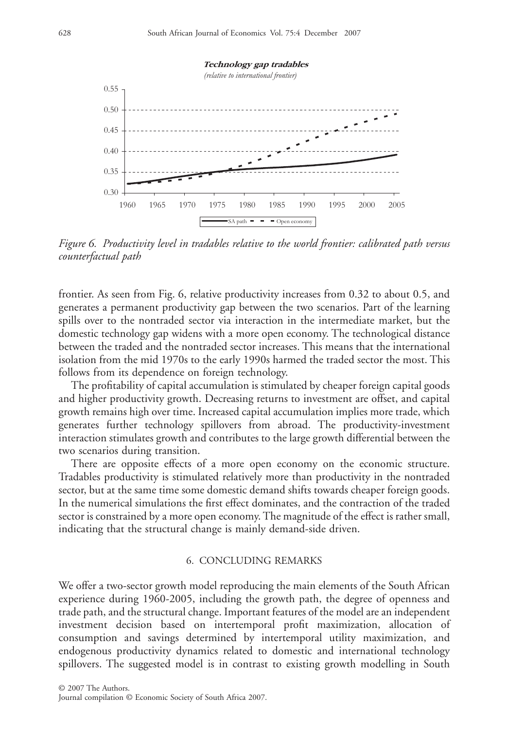*Figure 6. Productivity level in tradables relative to the world frontier: calibrated path versus counterfactual path*

frontier. As seen from Fig. 6, relative productivity increases from 0.32 to about 0.5, and generates a permanent productivity gap between the two scenarios. Part of the learning spills over to the nontraded sector via interaction in the intermediate market, but the domestic technology gap widens with a more open economy. The technological distance between the traded and the nontraded sector increases. This means that the international isolation from the mid 1970s to the early 1990s harmed the traded sector the most. This follows from its dependence on foreign technology.

The profitability of capital accumulation is stimulated by cheaper foreign capital goods and higher productivity growth. Decreasing returns to investment are offset, and capital growth remains high over time. Increased capital accumulation implies more trade, which generates further technology spillovers from abroad. The productivity-investment interaction stimulates growth and contributes to the large growth differential between the two scenarios during transition.

There are opposite effects of a more open economy on the economic structure. Tradables productivity is stimulated relatively more than productivity in the nontraded sector, but at the same time some domestic demand shifts towards cheaper foreign goods. In the numerical simulations the first effect dominates, and the contraction of the traded sector is constrained by a more open economy. The magnitude of the effect is rather small, indicating that the structural change is mainly demand-side driven.

## 6. CONCLUDING REMARKS

We offer a two-sector growth model reproducing the main elements of the South African experience during 1960-2005, including the growth path, the degree of openness and trade path, and the structural change. Important features of the model are an independent investment decision based on intertemporal profit maximization, allocation of consumption and savings determined by intertemporal utility maximization, and endogenous productivity dynamics related to domestic and international technology spillovers. The suggested model is in contrast to existing growth modelling in South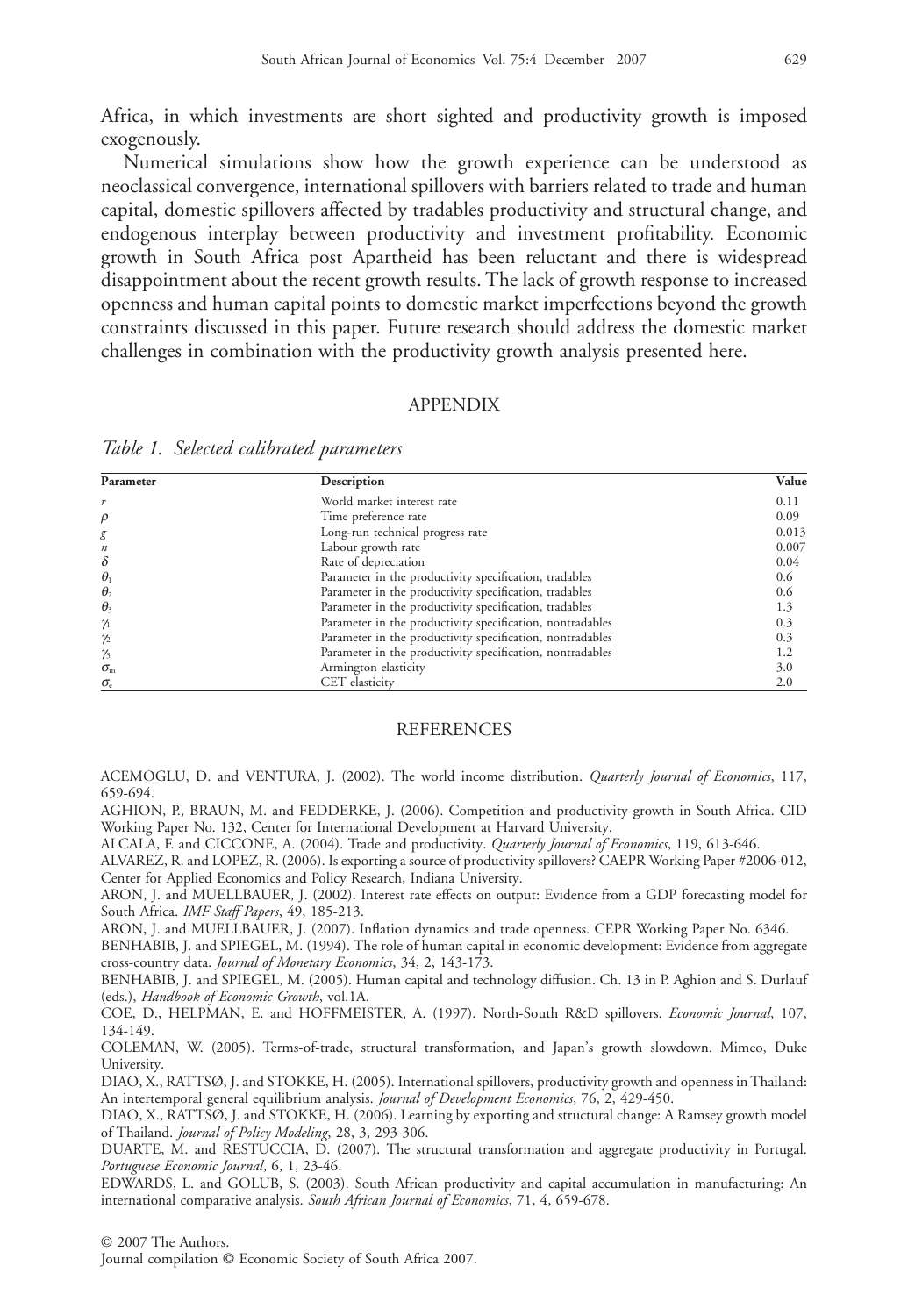Africa, in which investments are short sighted and productivity growth is imposed exogenously.

Numerical simulations show how the growth experience can be understood as neoclassical convergence, international spillovers with barriers related to trade and human capital, domestic spillovers affected by tradables productivity and structural change, and endogenous interplay between productivity and investment profitability. Economic growth in South Africa post Apartheid has been reluctant and there is widespread disappointment about the recent growth results. The lack of growth response to increased openness and human capital points to domestic market imperfections beyond the growth constraints discussed in this paper. Future research should address the domestic market challenges in combination with the productivity growth analysis presented here.

## APPENDIX

*Table 1. Selected calibrated parameters*

| Parameter | Description | Value |
|---|---|---|
| $r$ | World market interest rate | 0.11 |
| $\rho$ | Time preference rate | 0.09 |
| $g$ | Long-run technical progress rate | 0.013 |
| $n$ | Labour growth rate | 0.007 |
| $\delta$ | Rate of depreciation | 0.04 |
| $\theta_1$ | Parameter in the productivity specification, tradables | 0.6 |
| $\theta_2$ | Parameter in the productivity specification, tradables | 0.6 |
| $\theta_3$ | Parameter in the productivity specification, tradables | 1.3 |
| $\gamma_1$ | Parameter in the productivity specification, nontradables | 0.3 |
| $\gamma_2$ | Parameter in the productivity specification, nontradables | 0.3 |
| $\gamma_3$ | Parameter in the productivity specification, nontradables | 1.2 |
| $\sigma_m$ | Armington elasticity | 3.0 |
| $\sigma_e$ | CET elasticity | 2.0 |

## REFERENCES

ACEMOGLU, D. and VENTURA, J. (2002). The world income distribution. *Quarterly Journal of Economics*, 117, 659-694.

AGHION, P., BRAUN, M. and FEDDERKE, J. (2006). Competition and productivity growth in South Africa. CID Working Paper No. 132, Center for International Development at Harvard University.

ALCALA, F. and CICCONE, A. (2004). Trade and productivity. *Quarterly Journal of Economics*, 119, 613-646.

ALVAREZ, R. and LOPEZ, R. (2006). Is exporting a source of productivity spillovers? CAEPR Working Paper #2006-012, Center for Applied Economics and Policy Research, Indiana University.

ARON, J. and MUELLBAUER, J. (2002). Interest rate effects on output: Evidence from a GDP forecasting model for South Africa. *IMF Staff Papers*, 49, 185-213.

ARON, J. and MUELLBAUER, J. (2007). Inflation dynamics and trade openness. CEPR Working Paper No. 6346.

BENHABIB, J. and SPIEGEL, M. (1994). The role of human capital in economic development: Evidence from aggregate cross-country data. *Journal of Monetary Economics*, 34, 2, 143-173.

BENHABIB, J. and SPIEGEL, M. (2005). Human capital and technology diffusion. Ch. 13 in P. Aghion and S. Durlauf (eds.), *Handbook of Economic Growth*, vol.1A.

COE, D., HELPMAN, E. and HOFFMEISTER, A. (1997). North-South R&D spillovers. *Economic Journal*, 107, 134-149.

COLEMAN, W. (2005). Terms-of-trade, structural transformation, and Japan's growth slowdown. Mimeo, Duke University.

DIAO, X., RATTSØ, J. and STOKKE, H. (2005). International spillovers, productivity growth and openness in Thailand: An intertemporal general equilibrium analysis. *Journal of Development Economics*, 76, 2, 429-450.

DIAO, X., RATTSØ, J. and STOKKE, H. (2006). Learning by exporting and structural change: A Ramsey growth model of Thailand. *Journal of Policy Modeling*, 28, 3, 293-306.

DUARTE, M. and RESTUCCIA, D. (2007). The structural transformation and aggregate productivity in Portugal. *Portuguese Economic Journal*, 6, 1, 23-46.

EDWARDS, L. and GOLUB, S. (2003). South African productivity and capital accumulation in manufacturing: An international comparative analysis. *South African Journal of Economics*, 71, 4, 659-678.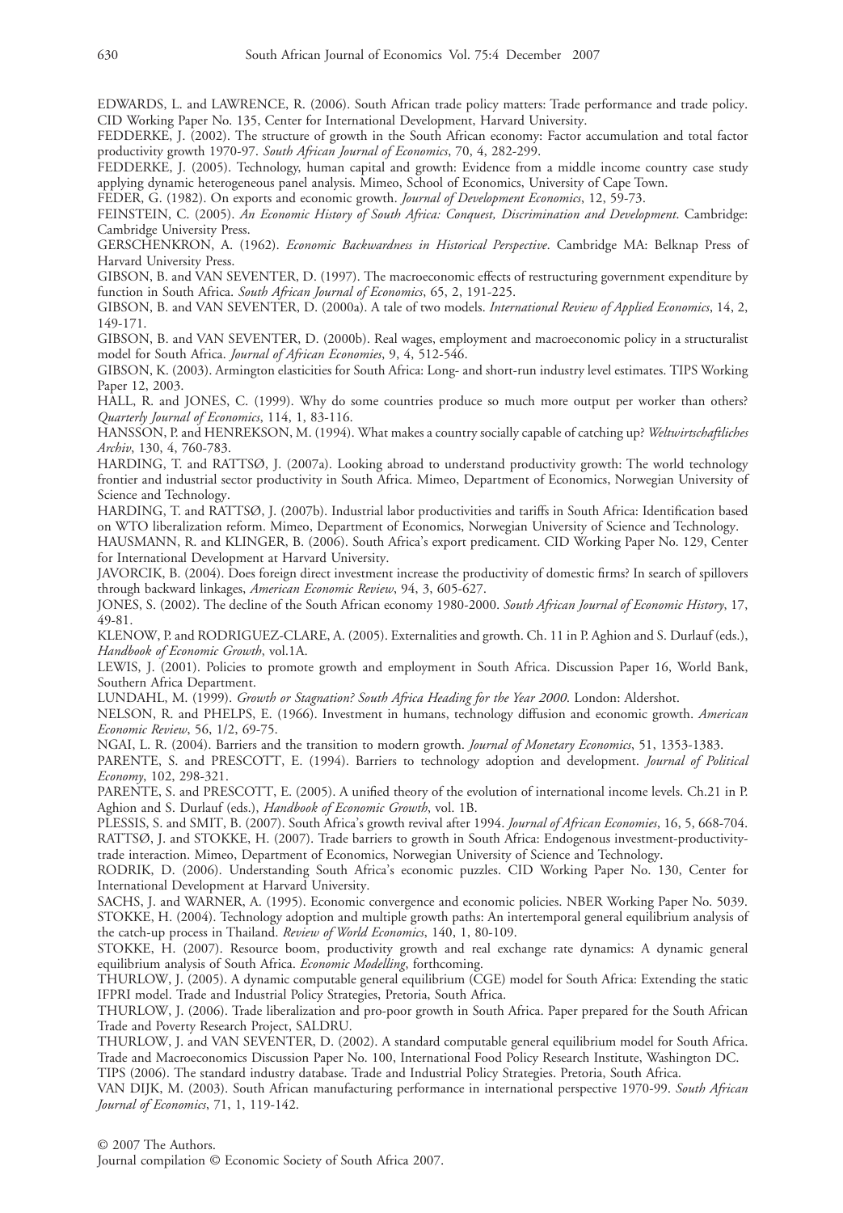EDWARDS, L. and LAWRENCE, R. (2006). South African trade policy matters: Trade performance and trade policy. CID Working Paper No. 135, Center for International Development, Harvard University.

FEDDERKE, J. (2002). The structure of growth in the South African economy: Factor accumulation and total factor productivity growth 1970-97. *South African Journal of Economics*, 70, 4, 282-299.

FEDDERKE, J. (2005). Technology, human capital and growth: Evidence from a middle income country case study applying dynamic heterogeneous panel analysis. Mimeo, School of Economics, University of Cape Town.

FEDER, G. (1982). On exports and economic growth. *Journal of Development Economics*, 12, 59-73.

FEINSTEIN, C. (2005). *An Economic History of South Africa: Conquest, Discrimination and Development*. Cambridge: Cambridge University Press.

GERSCHENKRON, A. (1962). *Economic Backwardness in Historical Perspective*. Cambridge MA: Belknap Press of Harvard University Press.

GIBSON, B. and VAN SEVENTER, D. (1997). The macroeconomic effects of restructuring government expenditure by function in South Africa. *South African Journal of Economics*, 65, 2, 191-225.

GIBSON, B. and VAN SEVENTER, D. (2000a). A tale of two models. *International Review of Applied Economics*, 14, 2, 149-171.

GIBSON, B. and VAN SEVENTER, D. (2000b). Real wages, employment and macroeconomic policy in a structuralist model for South Africa. *Journal of African Economies*, 9, 4, 512-546.

GIBSON, K. (2003). Armington elasticities for South Africa: Long- and short-run industry level estimates. TIPS Working Paper 12, 2003.

HALL, R. and JONES, C. (1999). Why do some countries produce so much more output per worker than others? *Quarterly Journal of Economics*, 114, 1, 83-116.

HANSSON, P. and HENREKSON, M. (1994). What makes a country socially capable of catching up? *Weltwirtschaftliches Archiv*, 130, 4, 760-783.

HARDING, T. and RATTSØ, J. (2007a). Looking abroad to understand productivity growth: The world technology frontier and industrial sector productivity in South Africa. Mimeo, Department of Economics, Norwegian University of Science and Technology.

HARDING, T. and RATTSØ, J. (2007b). Industrial labor productivities and tariffs in South Africa: Identification based on WTO liberalization reform. Mimeo, Department of Economics, Norwegian University of Science and Technology.

HAUSMANN, R. and KLINGER, B. (2006). South Africa's export predicament. CID Working Paper No. 129, Center for International Development at Harvard University.

JAVORCIK, B. (2004). Does foreign direct investment increase the productivity of domestic firms? In search of spillovers through backward linkages, *American Economic Review*, 94, 3, 605-627.

JONES, S. (2002). The decline of the South African economy 1980-2000. *South African Journal of Economic History*, 17, 49-81.

KLENOW, P. and RODRIGUEZ-CLARE, A. (2005). Externalities and growth. Ch. 11 in P. Aghion and S. Durlauf (eds.), *Handbook of Economic Growth*, vol.1A.

LEWIS, J. (2001). Policies to promote growth and employment in South Africa. Discussion Paper 16, World Bank, Southern Africa Department.

LUNDAHL, M. (1999). *Growth or Stagnation? South Africa Heading for the Year 2000*. London: Aldershot.

NELSON, R. and PHELPS, E. (1966). Investment in humans, technology diffusion and economic growth. *American Economic Review*, 56, 1/2, 69-75.

NGAI, L. R. (2004). Barriers and the transition to modern growth. *Journal of Monetary Economics*, 51, 1353-1383.

PARENTE, S. and PRESCOTT, E. (1994). Barriers to technology adoption and development. *Journal of Political Economy*, 102, 298-321.

PARENTE, S. and PRESCOTT, E. (2005). A unified theory of the evolution of international income levels. Ch.21 in P. Aghion and S. Durlauf (eds.), *Handbook of Economic Growth*, vol. 1B.

PLESSIS, S. and SMIT, B. (2007). South Africa's growth revival after 1994. *Journal of African Economies*, 16, 5, 668-704.

RATTSØ, J. and STOKKE, H. (2007). Trade barriers to growth in South Africa: Endogenous investment-productivity-trade interaction. Mimeo, Department of Economics, Norwegian University of Science and Technology.

RODRIK, D. (2006). Understanding South Africa's economic puzzles. CID Working Paper No. 130, Center for International Development at Harvard University.

SACHS, J. and WARNER, A. (1995). Economic convergence and economic policies. NBER Working Paper No. 5039.

STOKKE, H. (2004). Technology adoption and multiple growth paths: An intertemporal general equilibrium analysis of the catch-up process in Thailand. *Review of World Economics*, 140, 1, 80-109.

STOKKE, H. (2007). Resource boom, productivity growth and real exchange rate dynamics: A dynamic general equilibrium analysis of South Africa. *Economic Modelling*, forthcoming.

THURLOW, J. (2005). A dynamic computable general equilibrium (CGE) model for South Africa: Extending the static IFPRI model. Trade and Industrial Policy Strategies, Pretoria, South Africa.

THURLOW, J. (2006). Trade liberalization and pro-poor growth in South Africa. Paper prepared for the South African Trade and Poverty Research Project, SALDRU.

THURLOW, J. and VAN SEVENTER, D. (2002). A standard computable general equilibrium model for South Africa. Trade and Macroeconomics Discussion Paper No. 100, International Food Policy Research Institute, Washington DC.

TIPS (2006). The standard industry database. Trade and Industrial Policy Strategies. Pretoria, South Africa.

VAN DIJK, M. (2003). South African manufacturing performance in international perspective 1970-99. *South African Journal of Economics*, 71, 1, 119-142.